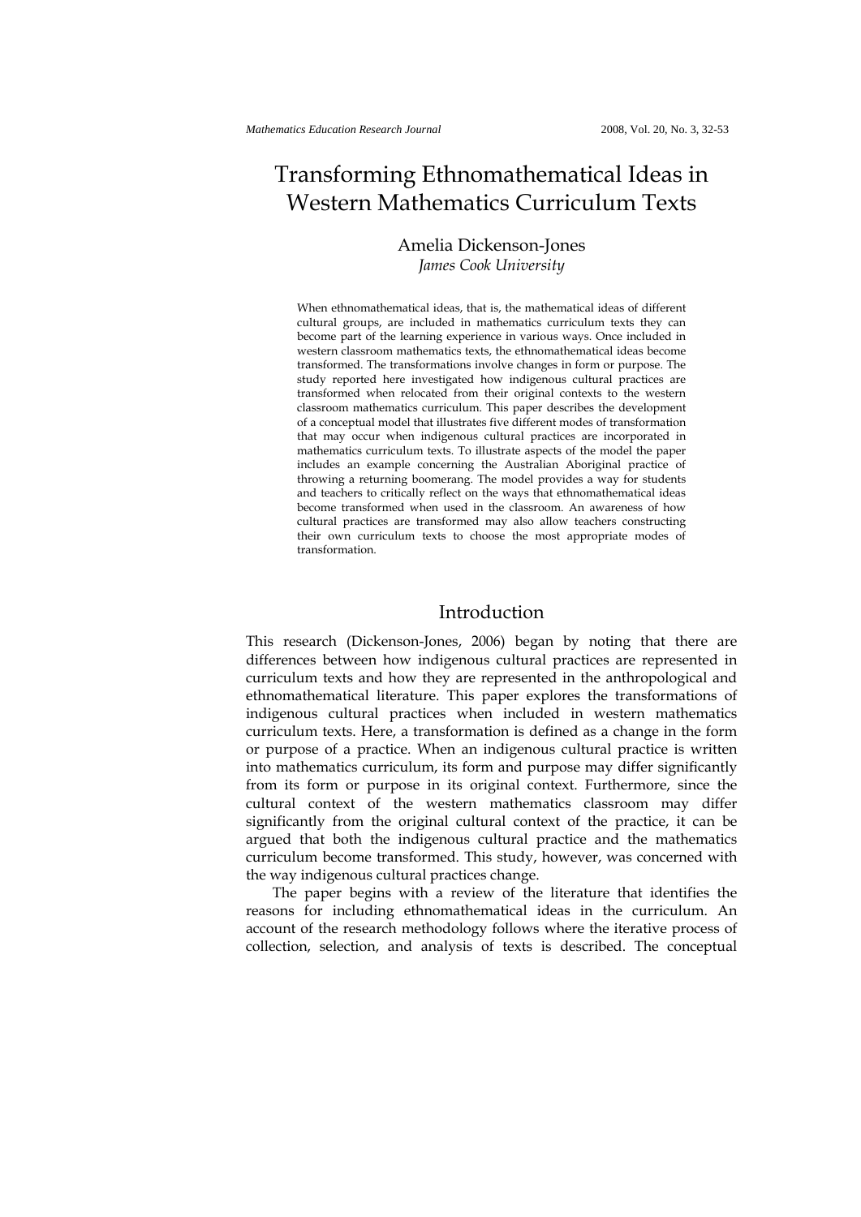# Transforming Ethnomathematical Ideas in Western Mathematics Curriculum Texts

Amelia Dickenson-Jones
*James Cook University*

When ethnomathematical ideas, that is, the mathematical ideas of different cultural groups, are included in mathematics curriculum texts they can become part of the learning experience in various ways. Once included in western classroom mathematics texts, the ethnomathematical ideas become transformed. The transformations involve changes in form or purpose. The study reported here investigated how indigenous cultural practices are transformed when relocated from their original contexts to the western classroom mathematics curriculum. This paper describes the development of a conceptual model that illustrates five different modes of transformation that may occur when indigenous cultural practices are incorporated in mathematics curriculum texts. To illustrate aspects of the model the paper includes an example concerning the Australian Aboriginal practice of throwing a returning boomerang. The model provides a way for students and teachers to critically reflect on the ways that ethnomathematical ideas become transformed when used in the classroom. An awareness of how cultural practices are transformed may also allow teachers constructing their own curriculum texts to choose the most appropriate modes of transformation.

## Introduction

This research (Dickenson-Jones, 2006) began by noting that there are differences between how indigenous cultural practices are represented in curriculum texts and how they are represented in the anthropological and ethnomathematical literature. This paper explores the transformations of indigenous cultural practices when included in western mathematics curriculum texts. Here, a transformation is defined as a change in the form or purpose of a practice. When an indigenous cultural practice is written into mathematics curriculum, its form and purpose may differ significantly from its form or purpose in its original context. Furthermore, since the cultural context of the western mathematics classroom may differ significantly from the original cultural context of the practice, it can be argued that both the indigenous cultural practice and the mathematics curriculum become transformed. This study, however, was concerned with the way indigenous cultural practices change.

The paper begins with a review of the literature that identifies the reasons for including ethnomathematical ideas in the curriculum. An account of the research methodology follows where the iterative process of collection, selection, and analysis of texts is described. The conceptual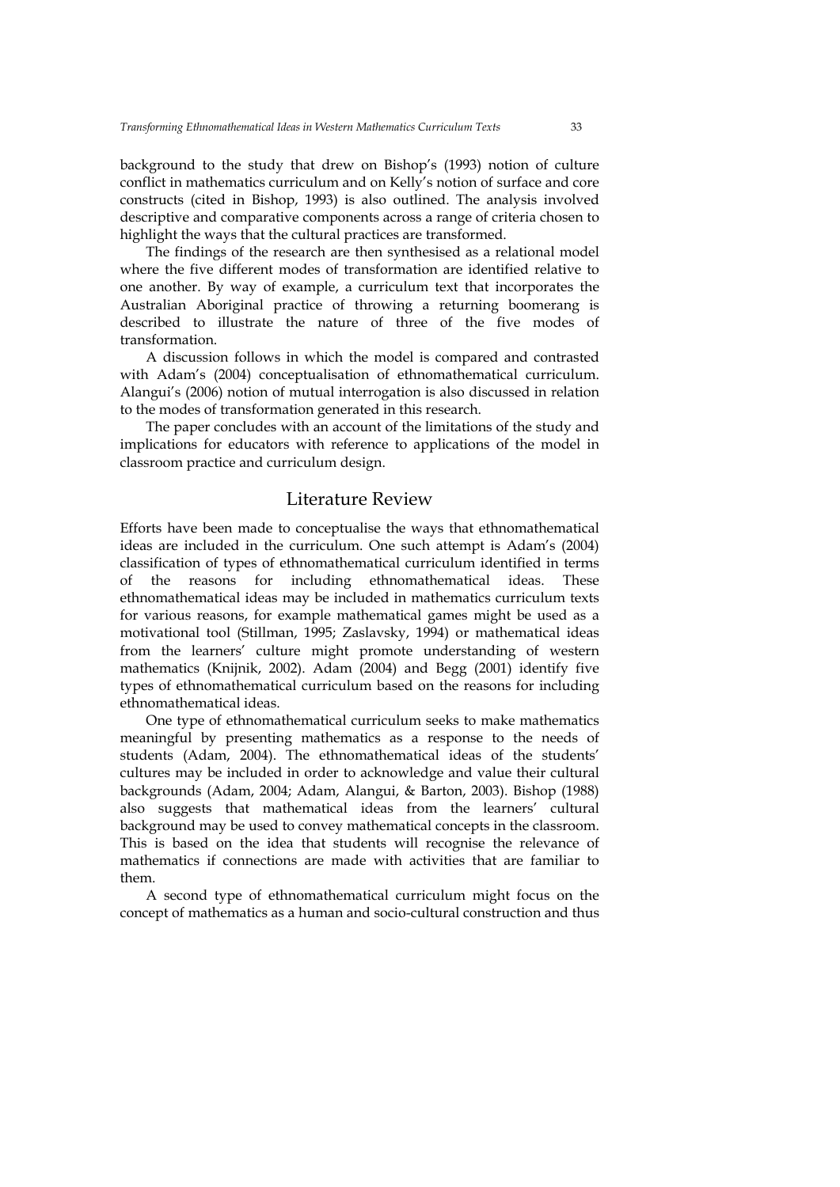background to the study that drew on Bishop's (1993) notion of culture conflict in mathematics curriculum and on Kelly's notion of surface and core constructs (cited in Bishop, 1993) is also outlined. The analysis involved descriptive and comparative components across a range of criteria chosen to highlight the ways that the cultural practices are transformed.

The findings of the research are then synthesised as a relational model where the five different modes of transformation are identified relative to one another. By way of example, a curriculum text that incorporates the Australian Aboriginal practice of throwing a returning boomerang is described to illustrate the nature of three of the five modes of transformation.

A discussion follows in which the model is compared and contrasted with Adam's (2004) conceptualisation of ethnomathematical curriculum. Alangui's (2006) notion of mutual interrogation is also discussed in relation to the modes of transformation generated in this research.

The paper concludes with an account of the limitations of the study and implications for educators with reference to applications of the model in classroom practice and curriculum design.

## Literature Review

Efforts have been made to conceptualise the ways that ethnomathematical ideas are included in the curriculum. One such attempt is Adam's (2004) classification of types of ethnomathematical curriculum identified in terms of the reasons for including ethnomathematical ideas. These ethnomathematical ideas may be included in mathematics curriculum texts for various reasons, for example mathematical games might be used as a motivational tool (Stillman, 1995; Zaslavsky, 1994) or mathematical ideas from the learners' culture might promote understanding of western mathematics (Knijnik, 2002). Adam (2004) and Begg (2001) identify five types of ethnomathematical curriculum based on the reasons for including ethnomathematical ideas.

One type of ethnomathematical curriculum seeks to make mathematics meaningful by presenting mathematics as a response to the needs of students (Adam, 2004). The ethnomathematical ideas of the students' cultures may be included in order to acknowledge and value their cultural backgrounds (Adam, 2004; Adam, Alangui, & Barton, 2003). Bishop (1988) also suggests that mathematical ideas from the learners' cultural background may be used to convey mathematical concepts in the classroom. This is based on the idea that students will recognise the relevance of mathematics if connections are made with activities that are familiar to them.

A second type of ethnomathematical curriculum might focus on the concept of mathematics as a human and socio-cultural construction and thus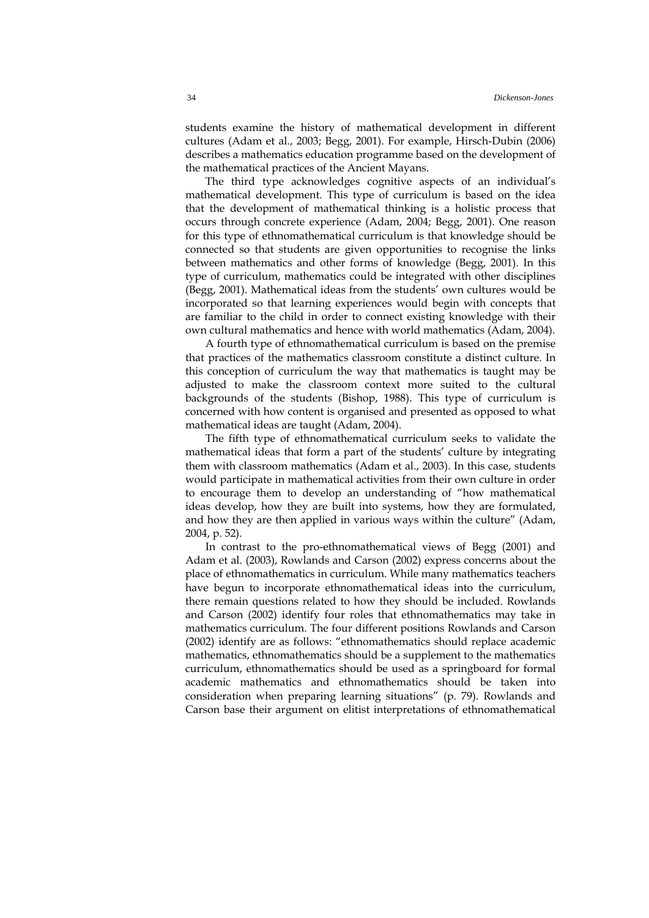students examine the history of mathematical development in different cultures (Adam et al., 2003; Begg, 2001). For example, Hirsch-Dubin (2006) describes a mathematics education programme based on the development of the mathematical practices of the Ancient Mayans.

The third type acknowledges cognitive aspects of an individual's mathematical development. This type of curriculum is based on the idea that the development of mathematical thinking is a holistic process that occurs through concrete experience (Adam, 2004; Begg, 2001). One reason for this type of ethnomathematical curriculum is that knowledge should be connected so that students are given opportunities to recognise the links between mathematics and other forms of knowledge (Begg, 2001). In this type of curriculum, mathematics could be integrated with other disciplines (Begg, 2001). Mathematical ideas from the students' own cultures would be incorporated so that learning experiences would begin with concepts that are familiar to the child in order to connect existing knowledge with their own cultural mathematics and hence with world mathematics (Adam, 2004).

A fourth type of ethnomathematical curriculum is based on the premise that practices of the mathematics classroom constitute a distinct culture. In this conception of curriculum the way that mathematics is taught may be adjusted to make the classroom context more suited to the cultural backgrounds of the students (Bishop, 1988). This type of curriculum is concerned with how content is organised and presented as opposed to what mathematical ideas are taught (Adam, 2004).

The fifth type of ethnomathematical curriculum seeks to validate the mathematical ideas that form a part of the students' culture by integrating them with classroom mathematics (Adam et al., 2003). In this case, students would participate in mathematical activities from their own culture in order to encourage them to develop an understanding of "how mathematical ideas develop, how they are built into systems, how they are formulated, and how they are then applied in various ways within the culture" (Adam, 2004, p. 52).

In contrast to the pro-ethnomathematical views of Begg (2001) and Adam et al. (2003), Rowlands and Carson (2002) express concerns about the place of ethnomathematics in curriculum. While many mathematics teachers have begun to incorporate ethnomathematical ideas into the curriculum, there remain questions related to how they should be included. Rowlands and Carson (2002) identify four roles that ethnomathematics may take in mathematics curriculum. The four different positions Rowlands and Carson (2002) identify are as follows: "ethnomathematics should replace academic mathematics, ethnomathematics should be a supplement to the mathematics curriculum, ethnomathematics should be used as a springboard for formal academic mathematics and ethnomathematics should be taken into consideration when preparing learning situations" (p. 79). Rowlands and Carson base their argument on elitist interpretations of ethnomathematical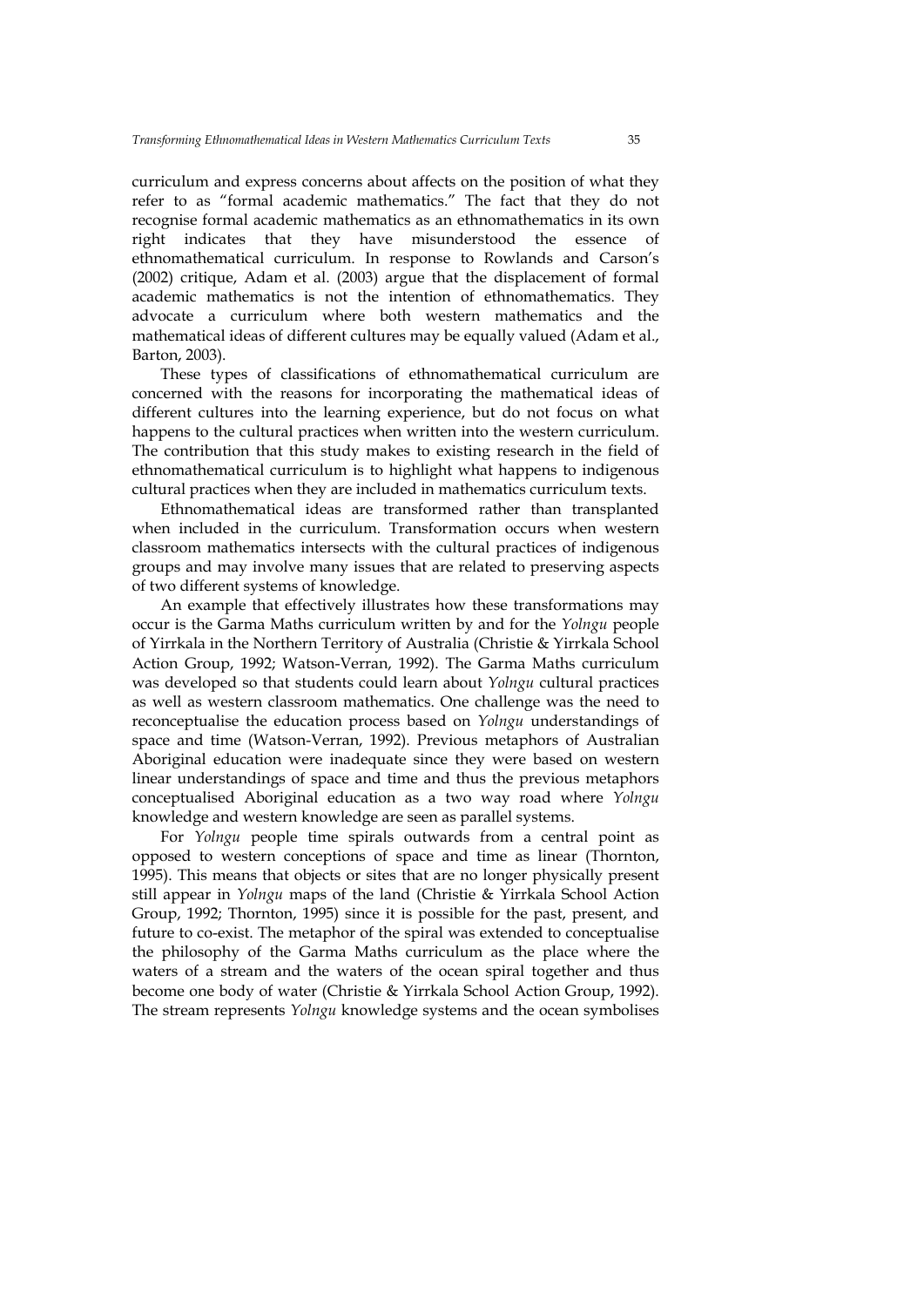curriculum and express concerns about affects on the position of what they refer to as "formal academic mathematics." The fact that they do not recognise formal academic mathematics as an ethnomathematics in its own right indicates that they have misunderstood the essence of ethnomathematical curriculum. In response to Rowlands and Carson's (2002) critique, Adam et al. (2003) argue that the displacement of formal academic mathematics is not the intention of ethnomathematics. They advocate a curriculum where both western mathematics and the mathematical ideas of different cultures may be equally valued (Adam et al., Barton, 2003).

These types of classifications of ethnomathematical curriculum are concerned with the reasons for incorporating the mathematical ideas of different cultures into the learning experience, but do not focus on what happens to the cultural practices when written into the western curriculum. The contribution that this study makes to existing research in the field of ethnomathematical curriculum is to highlight what happens to indigenous cultural practices when they are included in mathematics curriculum texts.

Ethnomathematical ideas are transformed rather than transplanted when included in the curriculum. Transformation occurs when western classroom mathematics intersects with the cultural practices of indigenous groups and may involve many issues that are related to preserving aspects of two different systems of knowledge.

An example that effectively illustrates how these transformations may occur is the Garma Maths curriculum written by and for the *Yolngu* people of Yirrkala in the Northern Territory of Australia (Christie & Yirrkala School Action Group, 1992; Watson-Verran, 1992). The Garma Maths curriculum was developed so that students could learn about *Yolngu* cultural practices as well as western classroom mathematics. One challenge was the need to reconceptualise the education process based on *Yolngu* understandings of space and time (Watson-Verran, 1992). Previous metaphors of Australian Aboriginal education were inadequate since they were based on western linear understandings of space and time and thus the previous metaphors conceptualised Aboriginal education as a two way road where *Yolngu* knowledge and western knowledge are seen as parallel systems.

For *Yolngu* people time spirals outwards from a central point as opposed to western conceptions of space and time as linear (Thornton, 1995). This means that objects or sites that are no longer physically present still appear in *Yolngu* maps of the land (Christie & Yirrkala School Action Group, 1992; Thornton, 1995) since it is possible for the past, present, and future to co-exist. The metaphor of the spiral was extended to conceptualise the philosophy of the Garma Maths curriculum as the place where the waters of a stream and the waters of the ocean spiral together and thus become one body of water (Christie & Yirrkala School Action Group, 1992). The stream represents *Yolngu* knowledge systems and the ocean symbolises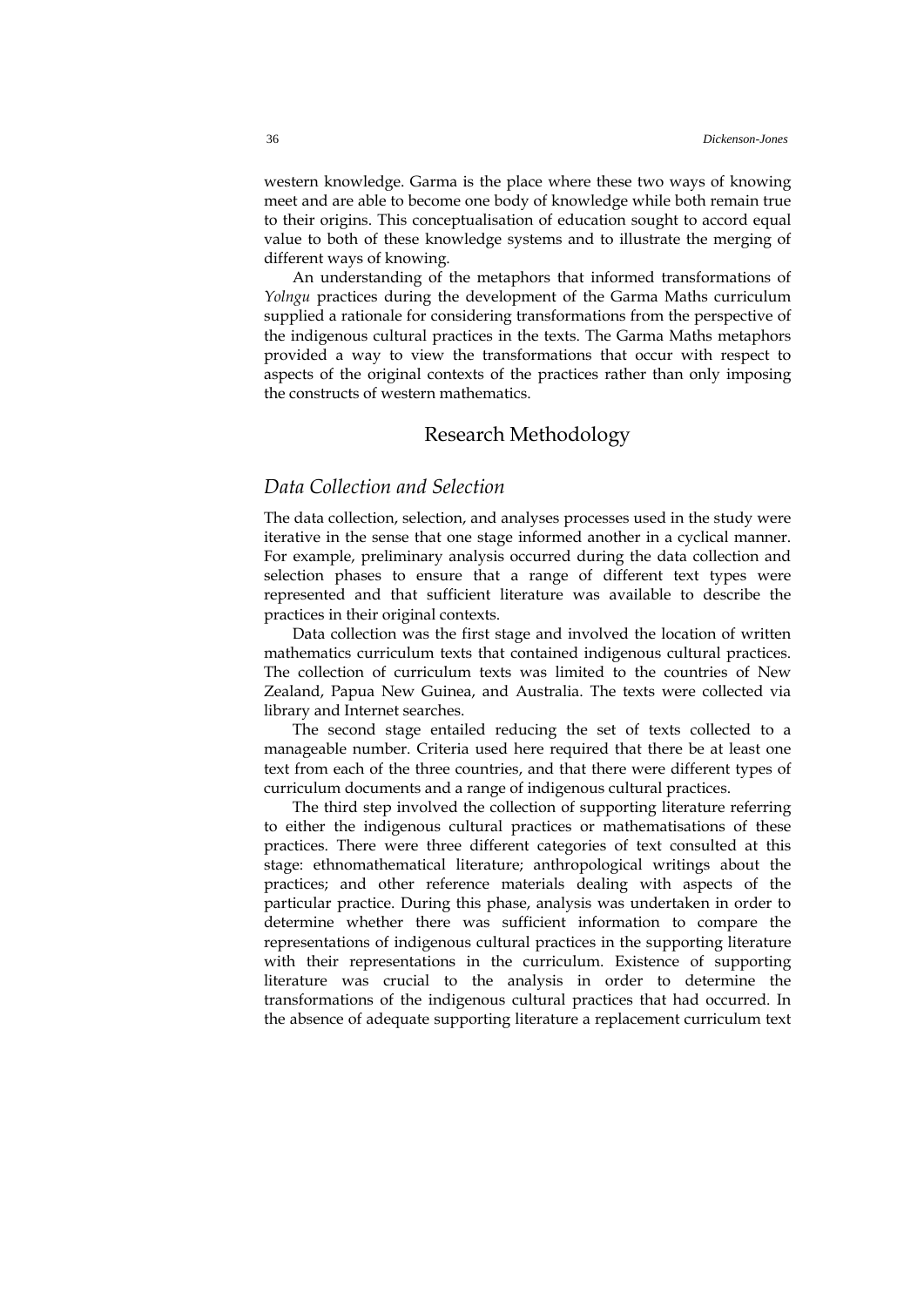western knowledge. Garma is the place where these two ways of knowing meet and are able to become one body of knowledge while both remain true to their origins. This conceptualisation of education sought to accord equal value to both of these knowledge systems and to illustrate the merging of different ways of knowing.

An understanding of the metaphors that informed transformations of *Yolngu* practices during the development of the Garma Maths curriculum supplied a rationale for considering transformations from the perspective of the indigenous cultural practices in the texts. The Garma Maths metaphors provided a way to view the transformations that occur with respect to aspects of the original contexts of the practices rather than only imposing the constructs of western mathematics.

## Research Methodology

### *Data Collection and Selection*

The data collection, selection, and analyses processes used in the study were iterative in the sense that one stage informed another in a cyclical manner. For example, preliminary analysis occurred during the data collection and selection phases to ensure that a range of different text types were represented and that sufficient literature was available to describe the practices in their original contexts.

Data collection was the first stage and involved the location of written mathematics curriculum texts that contained indigenous cultural practices. The collection of curriculum texts was limited to the countries of New Zealand, Papua New Guinea, and Australia. The texts were collected via library and Internet searches.

The second stage entailed reducing the set of texts collected to a manageable number. Criteria used here required that there be at least one text from each of the three countries, and that there were different types of curriculum documents and a range of indigenous cultural practices.

The third step involved the collection of supporting literature referring to either the indigenous cultural practices or mathematisations of these practices. There were three different categories of text consulted at this stage: ethnomathematical literature; anthropological writings about the practices; and other reference materials dealing with aspects of the particular practice. During this phase, analysis was undertaken in order to determine whether there was sufficient information to compare the representations of indigenous cultural practices in the supporting literature with their representations in the curriculum. Existence of supporting literature was crucial to the analysis in order to determine the transformations of the indigenous cultural practices that had occurred. In the absence of adequate supporting literature a replacement curriculum text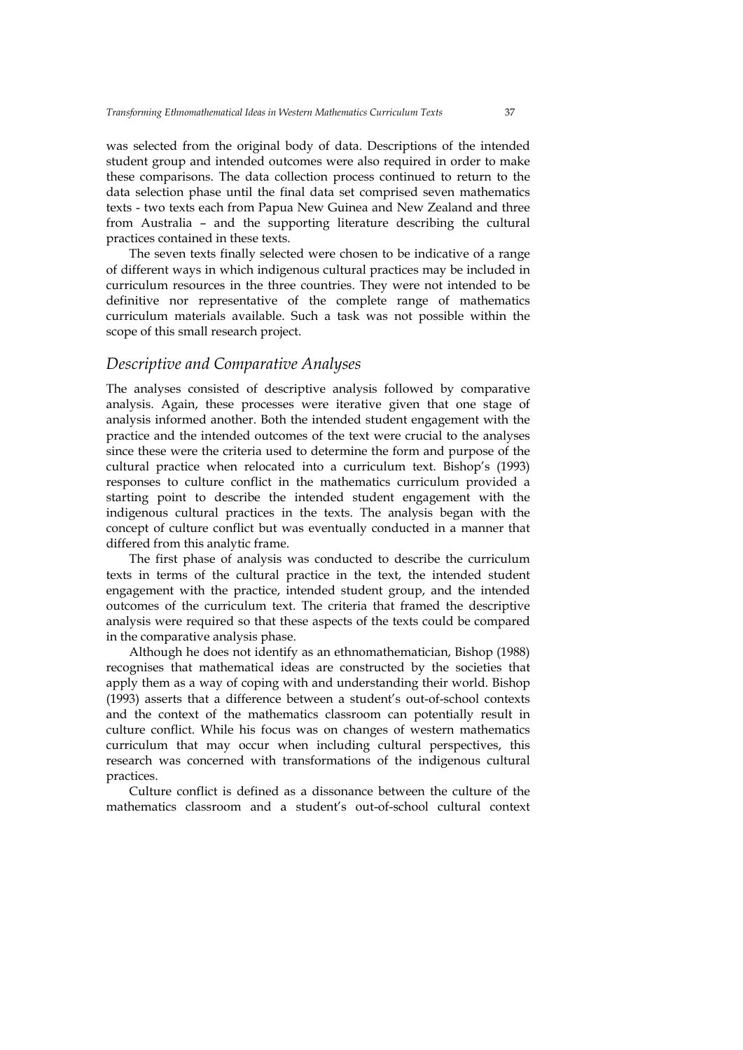was selected from the original body of data. Descriptions of the intended student group and intended outcomes were also required in order to make these comparisons. The data collection process continued to return to the data selection phase until the final data set comprised seven mathematics texts - two texts each from Papua New Guinea and New Zealand and three from Australia – and the supporting literature describing the cultural practices contained in these texts.

The seven texts finally selected were chosen to be indicative of a range of different ways in which indigenous cultural practices may be included in curriculum resources in the three countries. They were not intended to be definitive nor representative of the complete range of mathematics curriculum materials available. Such a task was not possible within the scope of this small research project.

## *Descriptive and Comparative Analyses*

The analyses consisted of descriptive analysis followed by comparative analysis. Again, these processes were iterative given that one stage of analysis informed another. Both the intended student engagement with the practice and the intended outcomes of the text were crucial to the analyses since these were the criteria used to determine the form and purpose of the cultural practice when relocated into a curriculum text. Bishop's (1993) responses to culture conflict in the mathematics curriculum provided a starting point to describe the intended student engagement with the indigenous cultural practices in the texts. The analysis began with the concept of culture conflict but was eventually conducted in a manner that differed from this analytic frame.

The first phase of analysis was conducted to describe the curriculum texts in terms of the cultural practice in the text, the intended student engagement with the practice, intended student group, and the intended outcomes of the curriculum text. The criteria that framed the descriptive analysis were required so that these aspects of the texts could be compared in the comparative analysis phase.

Although he does not identify as an ethnomathematician, Bishop (1988) recognises that mathematical ideas are constructed by the societies that apply them as a way of coping with and understanding their world. Bishop (1993) asserts that a difference between a student's out-of-school contexts and the context of the mathematics classroom can potentially result in culture conflict. While his focus was on changes of western mathematics curriculum that may occur when including cultural perspectives, this research was concerned with transformations of the indigenous cultural practices.

Culture conflict is defined as a dissonance between the culture of the mathematics classroom and a student's out-of-school cultural context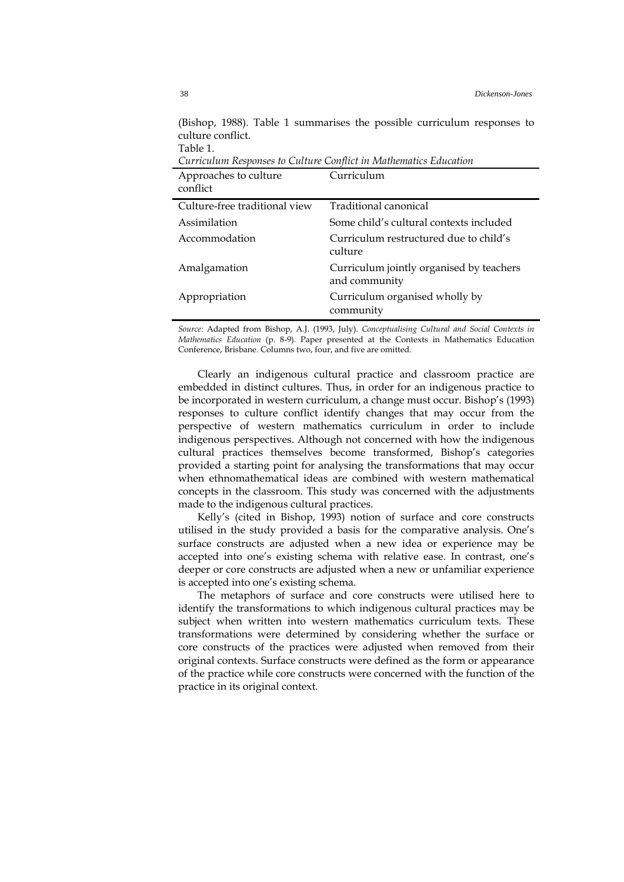(Bishop, 1988). Table 1 summarises the possible curriculum responses to culture conflict.

Table 1.

*Curriculum Responses to Culture Conflict in Mathematics Education*

| Approaches to culture conflict | Curriculum |
|---|---|
| Culture-free traditional view | Traditional canonical |
| Assimilation | Some child's cultural contexts included |
| Accommodation | Curriculum restructured due to child's culture |
| Amalgamation | Curriculum jointly organised by teachers and community |
| Appropriation | Curriculum organised wholly by community |

*Source:* Adapted from Bishop, A.J. (1993, July). *Conceptualising Cultural and Social Contexts in Mathematics Education* (p. 8-9). Paper presented at the Contexts in Mathematics Education Conference, Brisbane. Columns two, four, and five are omitted.

Clearly an indigenous cultural practice and classroom practice are embedded in distinct cultures. Thus, in order for an indigenous practice to be incorporated in western curriculum, a change must occur. Bishop's (1993) responses to culture conflict identify changes that may occur from the perspective of western mathematics curriculum in order to include indigenous perspectives. Although not concerned with how the indigenous cultural practices themselves become transformed, Bishop's categories provided a starting point for analysing the transformations that may occur when ethnomathematical ideas are combined with western mathematical concepts in the classroom. This study was concerned with the adjustments made to the indigenous cultural practices.

Kelly's (cited in Bishop, 1993) notion of surface and core constructs utilised in the study provided a basis for the comparative analysis. One's surface constructs are adjusted when a new idea or experience may be accepted into one's existing schema with relative ease. In contrast, one's deeper or core constructs are adjusted when a new or unfamiliar experience is accepted into one's existing schema.

The metaphors of surface and core constructs were utilised here to identify the transformations to which indigenous cultural practices may be subject when written into western mathematics curriculum texts. These transformations were determined by considering whether the surface or core constructs of the practices were adjusted when removed from their original contexts. Surface constructs were defined as the form or appearance of the practice while core constructs were concerned with the function of the practice in its original context.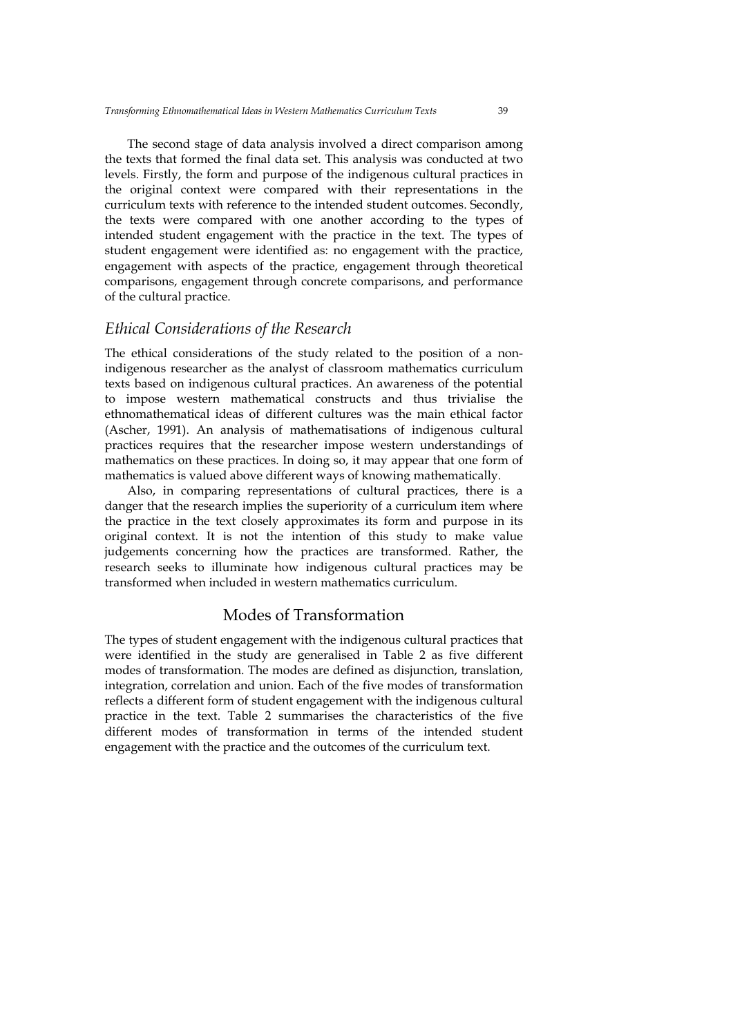The second stage of data analysis involved a direct comparison among the texts that formed the final data set. This analysis was conducted at two levels. Firstly, the form and purpose of the indigenous cultural practices in the original context were compared with their representations in the curriculum texts with reference to the intended student outcomes. Secondly, the texts were compared with one another according to the types of intended student engagement with the practice in the text. The types of student engagement were identified as: no engagement with the practice, engagement with aspects of the practice, engagement through theoretical comparisons, engagement through concrete comparisons, and performance of the cultural practice.

### *Ethical Considerations of the Research*

The ethical considerations of the study related to the position of a non-indigenous researcher as the analyst of classroom mathematics curriculum texts based on indigenous cultural practices. An awareness of the potential to impose western mathematical constructs and thus trivialise the ethnomathematical ideas of different cultures was the main ethical factor (Ascher, 1991). An analysis of mathematisations of indigenous cultural practices requires that the researcher impose western understandings of mathematics on these practices. In doing so, it may appear that one form of mathematics is valued above different ways of knowing mathematically.

Also, in comparing representations of cultural practices, there is a danger that the research implies the superiority of a curriculum item where the practice in the text closely approximates its form and purpose in its original context. It is not the intention of this study to make value judgements concerning how the practices are transformed. Rather, the research seeks to illuminate how indigenous cultural practices may be transformed when included in western mathematics curriculum.

## Modes of Transformation

The types of student engagement with the indigenous cultural practices that were identified in the study are generalised in Table 2 as five different modes of transformation. The modes are defined as disjunction, translation, integration, correlation and union. Each of the five modes of transformation reflects a different form of student engagement with the indigenous cultural practice in the text. Table 2 summarises the characteristics of the five different modes of transformation in terms of the intended student engagement with the practice and the outcomes of the curriculum text.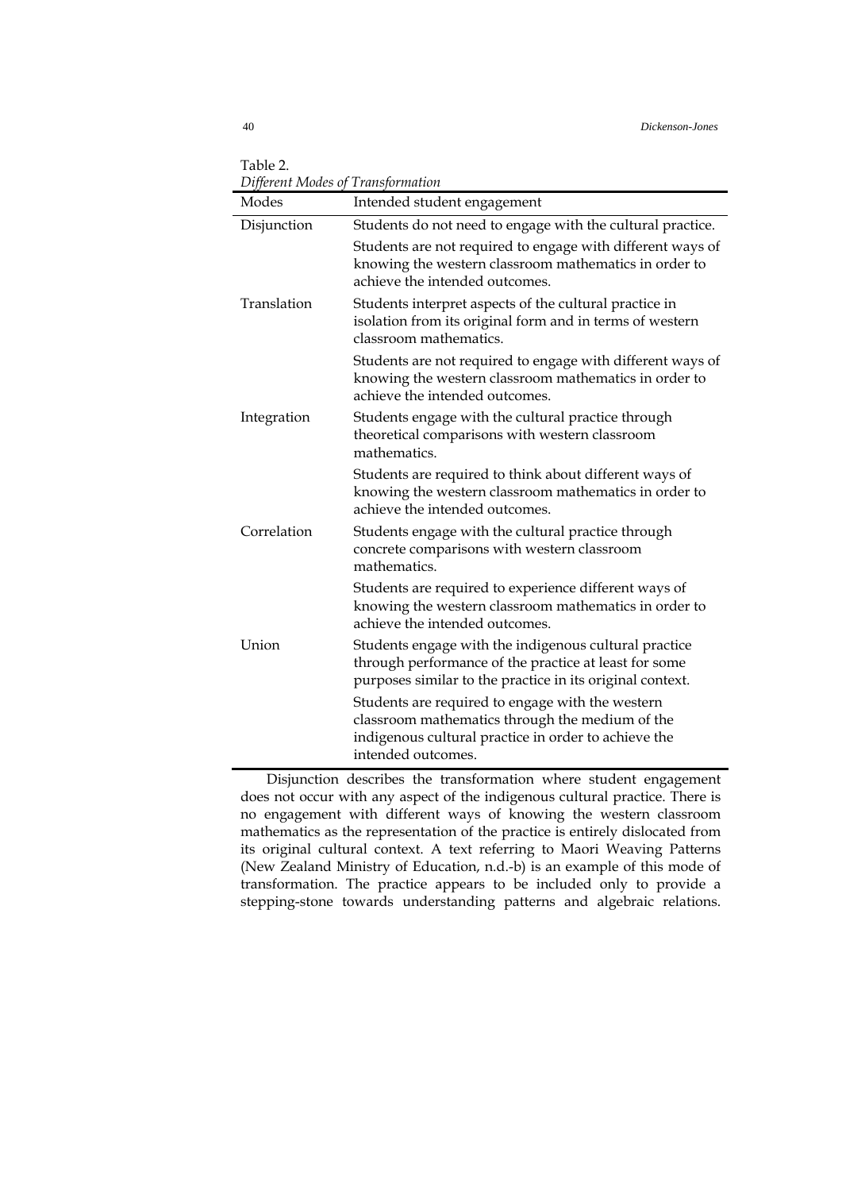Table 2.
*Different Modes of Transformation*

| Modes | Intended student engagement |
|---|---|
| Disjunction | Students do not need to engage with the cultural practice.<br><br>Students are not required to engage with different ways of knowing the western classroom mathematics in order to achieve the intended outcomes. |
| Translation | Students interpret aspects of the cultural practice in isolation from its original form and in terms of western classroom mathematics.<br><br>Students are not required to engage with different ways of knowing the western classroom mathematics in order to achieve the intended outcomes. |
| Integration | Students engage with the cultural practice through theoretical comparisons with western classroom mathematics.<br><br>Students are required to think about different ways of knowing the western classroom mathematics in order to achieve the intended outcomes. |
| Correlation | Students engage with the cultural practice through concrete comparisons with western classroom mathematics.<br><br>Students are required to experience different ways of knowing the western classroom mathematics in order to achieve the intended outcomes. |
| Union | Students engage with the indigenous cultural practice through performance of the practice at least for some purposes similar to the practice in its original context.<br><br>Students are required to engage with the western classroom mathematics through the medium of the indigenous cultural practice in order to achieve the intended outcomes. |

Disjunction describes the transformation where student engagement does not occur with any aspect of the indigenous cultural practice. There is no engagement with different ways of knowing the western classroom mathematics as the representation of the practice is entirely dislocated from its original cultural context. A text referring to Maori Weaving Patterns (New Zealand Ministry of Education, n.d.-b) is an example of this mode of transformation. The practice appears to be included only to provide a stepping-stone towards understanding patterns and algebraic relations.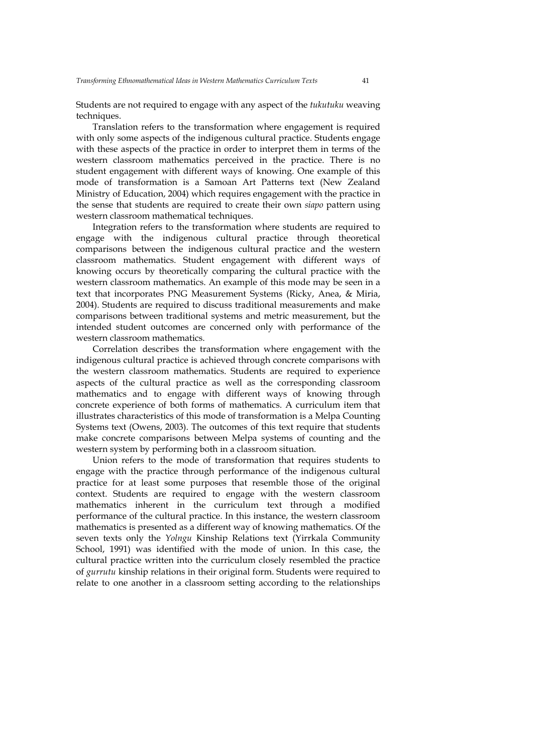Students are not required to engage with any aspect of the *tukutuku* weaving techniques.

Translation refers to the transformation where engagement is required with only some aspects of the indigenous cultural practice. Students engage with these aspects of the practice in order to interpret them in terms of the western classroom mathematics perceived in the practice. There is no student engagement with different ways of knowing. One example of this mode of transformation is a Samoan Art Patterns text (New Zealand Ministry of Education, 2004) which requires engagement with the practice in the sense that students are required to create their own *siapo* pattern using western classroom mathematical techniques.

Integration refers to the transformation where students are required to engage with the indigenous cultural practice through theoretical comparisons between the indigenous cultural practice and the western classroom mathematics. Student engagement with different ways of knowing occurs by theoretically comparing the cultural practice with the western classroom mathematics. An example of this mode may be seen in a text that incorporates PNG Measurement Systems (Ricky, Anea, & Miria, 2004). Students are required to discuss traditional measurements and make comparisons between traditional systems and metric measurement, but the intended student outcomes are concerned only with performance of the western classroom mathematics.

Correlation describes the transformation where engagement with the indigenous cultural practice is achieved through concrete comparisons with the western classroom mathematics. Students are required to experience aspects of the cultural practice as well as the corresponding classroom mathematics and to engage with different ways of knowing through concrete experience of both forms of mathematics. A curriculum item that illustrates characteristics of this mode of transformation is a Melpa Counting Systems text (Owens, 2003). The outcomes of this text require that students make concrete comparisons between Melpa systems of counting and the western system by performing both in a classroom situation.

Union refers to the mode of transformation that requires students to engage with the practice through performance of the indigenous cultural practice for at least some purposes that resemble those of the original context. Students are required to engage with the western classroom mathematics inherent in the curriculum text through a modified performance of the cultural practice. In this instance, the western classroom mathematics is presented as a different way of knowing mathematics. Of the seven texts only the *Yolngu* Kinship Relations text (Yirrkala Community School, 1991) was identified with the mode of union. In this case, the cultural practice written into the curriculum closely resembled the practice of *gurrutu* kinship relations in their original form. Students were required to relate to one another in a classroom setting according to the relationships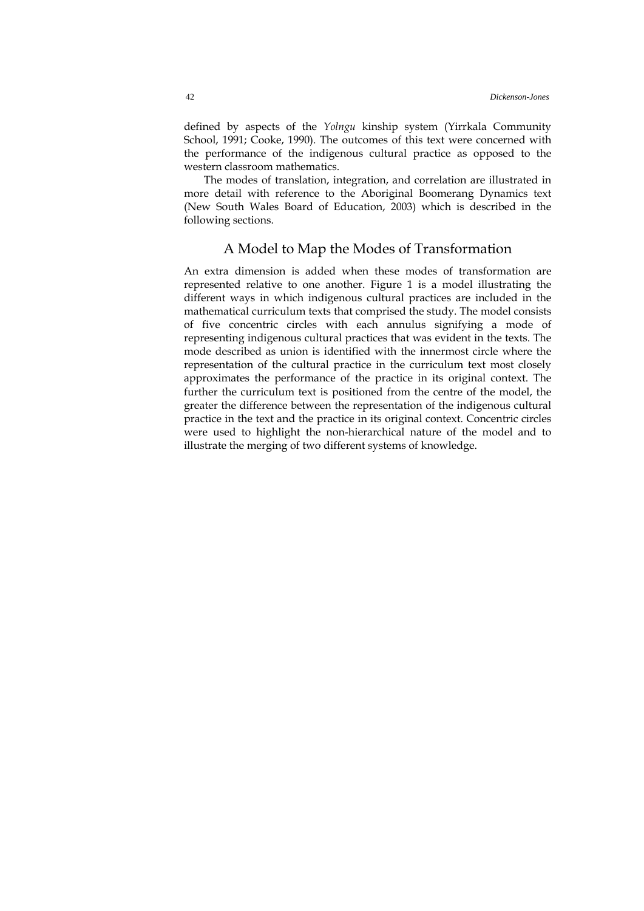defined by aspects of the *Yolngu* kinship system (Yirrkala Community School, 1991; Cooke, 1990). The outcomes of this text were concerned with the performance of the indigenous cultural practice as opposed to the western classroom mathematics.

The modes of translation, integration, and correlation are illustrated in more detail with reference to the Aboriginal Boomerang Dynamics text (New South Wales Board of Education, 2003) which is described in the following sections.

## A Model to Map the Modes of Transformation

An extra dimension is added when these modes of transformation are represented relative to one another. Figure 1 is a model illustrating the different ways in which indigenous cultural practices are included in the mathematical curriculum texts that comprised the study. The model consists of five concentric circles with each annulus signifying a mode of representing indigenous cultural practices that was evident in the texts. The mode described as union is identified with the innermost circle where the representation of the cultural practice in the curriculum text most closely approximates the performance of the practice in its original context. The further the curriculum text is positioned from the centre of the model, the greater the difference between the representation of the indigenous cultural practice in the text and the practice in its original context. Concentric circles were used to highlight the non-hierarchical nature of the model and to illustrate the merging of two different systems of knowledge.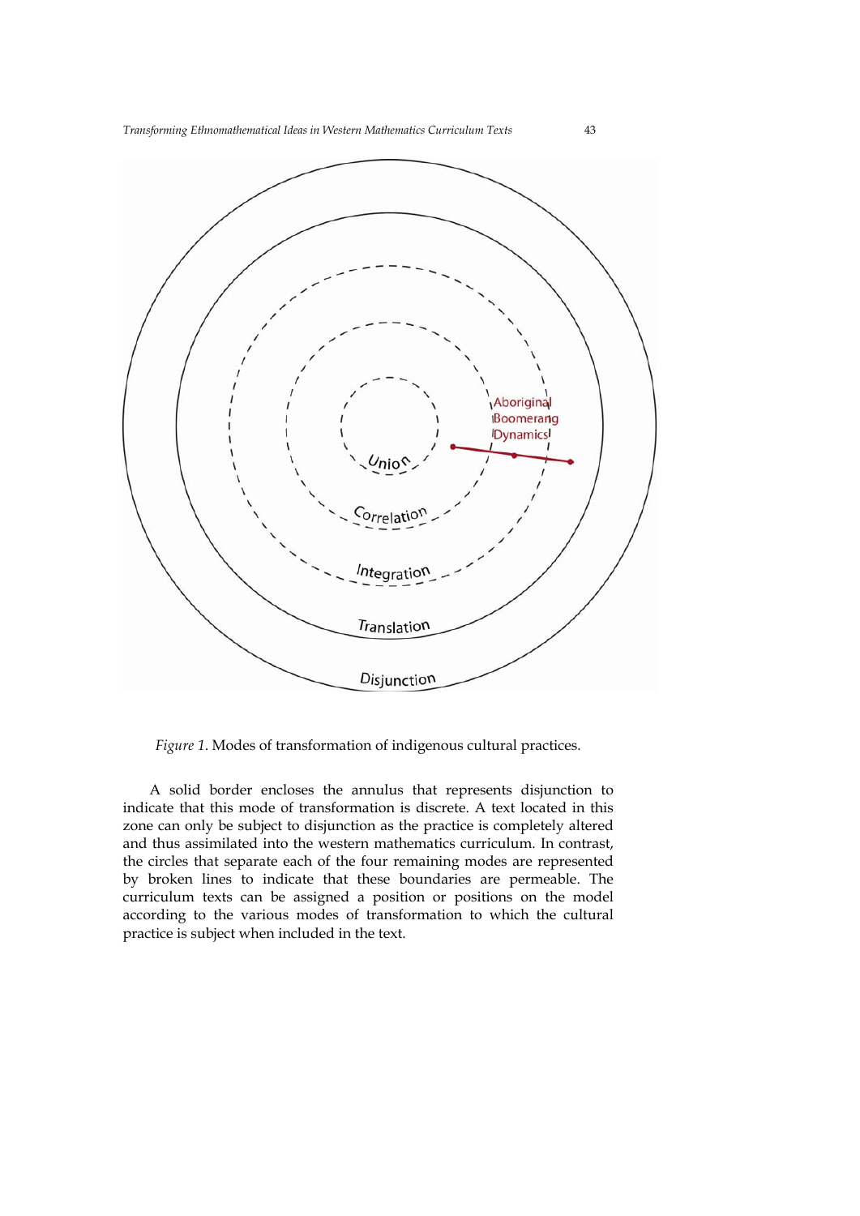Union

Correlation

Integration

Translation

Disjunction

Aboriginal Boomerang Dynamics

*Figure 1.* Modes of transformation of indigenous cultural practices.

A solid border encloses the annulus that represents disjunction to indicate that this mode of transformation is discrete. A text located in this zone can only be subject to disjunction as the practice is completely altered and thus assimilated into the western mathematics curriculum. In contrast, the circles that separate each of the four remaining modes are represented by broken lines to indicate that these boundaries are permeable. The curriculum texts can be assigned a position or positions on the model according to the various modes of transformation to which the cultural practice is subject when included in the text.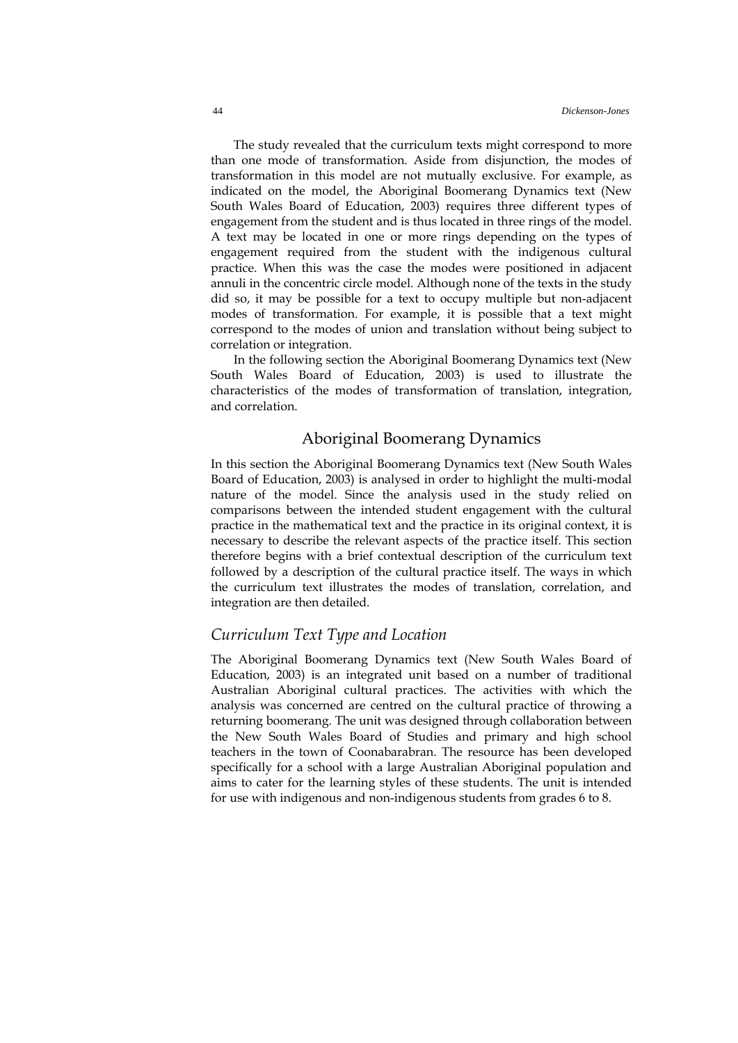The study revealed that the curriculum texts might correspond to more than one mode of transformation. Aside from disjunction, the modes of transformation in this model are not mutually exclusive. For example, as indicated on the model, the Aboriginal Boomerang Dynamics text (New South Wales Board of Education, 2003) requires three different types of engagement from the student and is thus located in three rings of the model. A text may be located in one or more rings depending on the types of engagement required from the student with the indigenous cultural practice. When this was the case the modes were positioned in adjacent annuli in the concentric circle model. Although none of the texts in the study did so, it may be possible for a text to occupy multiple but non-adjacent modes of transformation. For example, it is possible that a text might correspond to the modes of union and translation without being subject to correlation or integration.

In the following section the Aboriginal Boomerang Dynamics text (New South Wales Board of Education, 2003) is used to illustrate the characteristics of the modes of transformation of translation, integration, and correlation.

## Aboriginal Boomerang Dynamics

In this section the Aboriginal Boomerang Dynamics text (New South Wales Board of Education, 2003) is analysed in order to highlight the multi-modal nature of the model. Since the analysis used in the study relied on comparisons between the intended student engagement with the cultural practice in the mathematical text and the practice in its original context, it is necessary to describe the relevant aspects of the practice itself. This section therefore begins with a brief contextual description of the curriculum text followed by a description of the cultural practice itself. The ways in which the curriculum text illustrates the modes of translation, correlation, and integration are then detailed.

### *Curriculum Text Type and Location*

The Aboriginal Boomerang Dynamics text (New South Wales Board of Education, 2003) is an integrated unit based on a number of traditional Australian Aboriginal cultural practices. The activities with which the analysis was concerned are centred on the cultural practice of throwing a returning boomerang. The unit was designed through collaboration between the New South Wales Board of Studies and primary and high school teachers in the town of Coonabarabran. The resource has been developed specifically for a school with a large Australian Aboriginal population and aims to cater for the learning styles of these students. The unit is intended for use with indigenous and non-indigenous students from grades 6 to 8.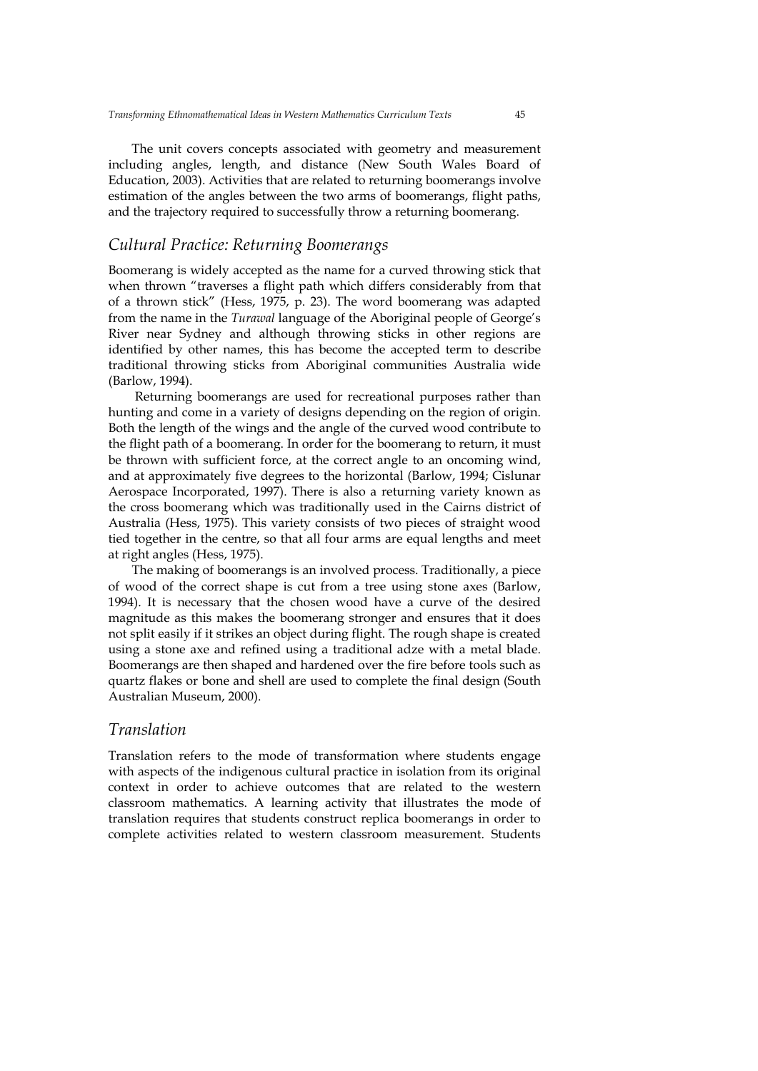The unit covers concepts associated with geometry and measurement including angles, length, and distance (New South Wales Board of Education, 2003). Activities that are related to returning boomerangs involve estimation of the angles between the two arms of boomerangs, flight paths, and the trajectory required to successfully throw a returning boomerang.

## *Cultural Practice: Returning Boomerangs*

Boomerang is widely accepted as the name for a curved throwing stick that when thrown "traverses a flight path which differs considerably from that of a thrown stick" (Hess, 1975, p. 23). The word boomerang was adapted from the name in the *Turawal* language of the Aboriginal people of George's River near Sydney and although throwing sticks in other regions are identified by other names, this has become the accepted term to describe traditional throwing sticks from Aboriginal communities Australia wide (Barlow, 1994).

Returning boomerangs are used for recreational purposes rather than hunting and come in a variety of designs depending on the region of origin. Both the length of the wings and the angle of the curved wood contribute to the flight path of a boomerang. In order for the boomerang to return, it must be thrown with sufficient force, at the correct angle to an oncoming wind, and at approximately five degrees to the horizontal (Barlow, 1994; Cislunar Aerospace Incorporated, 1997). There is also a returning variety known as the cross boomerang which was traditionally used in the Cairns district of Australia (Hess, 1975). This variety consists of two pieces of straight wood tied together in the centre, so that all four arms are equal lengths and meet at right angles (Hess, 1975).

The making of boomerangs is an involved process. Traditionally, a piece of wood of the correct shape is cut from a tree using stone axes (Barlow, 1994). It is necessary that the chosen wood have a curve of the desired magnitude as this makes the boomerang stronger and ensures that it does not split easily if it strikes an object during flight. The rough shape is created using a stone axe and refined using a traditional adze with a metal blade. Boomerangs are then shaped and hardened over the fire before tools such as quartz flakes or bone and shell are used to complete the final design (South Australian Museum, 2000).

## *Translation*

Translation refers to the mode of transformation where students engage with aspects of the indigenous cultural practice in isolation from its original context in order to achieve outcomes that are related to the western classroom mathematics. A learning activity that illustrates the mode of translation requires that students construct replica boomerangs in order to complete activities related to western classroom measurement. Students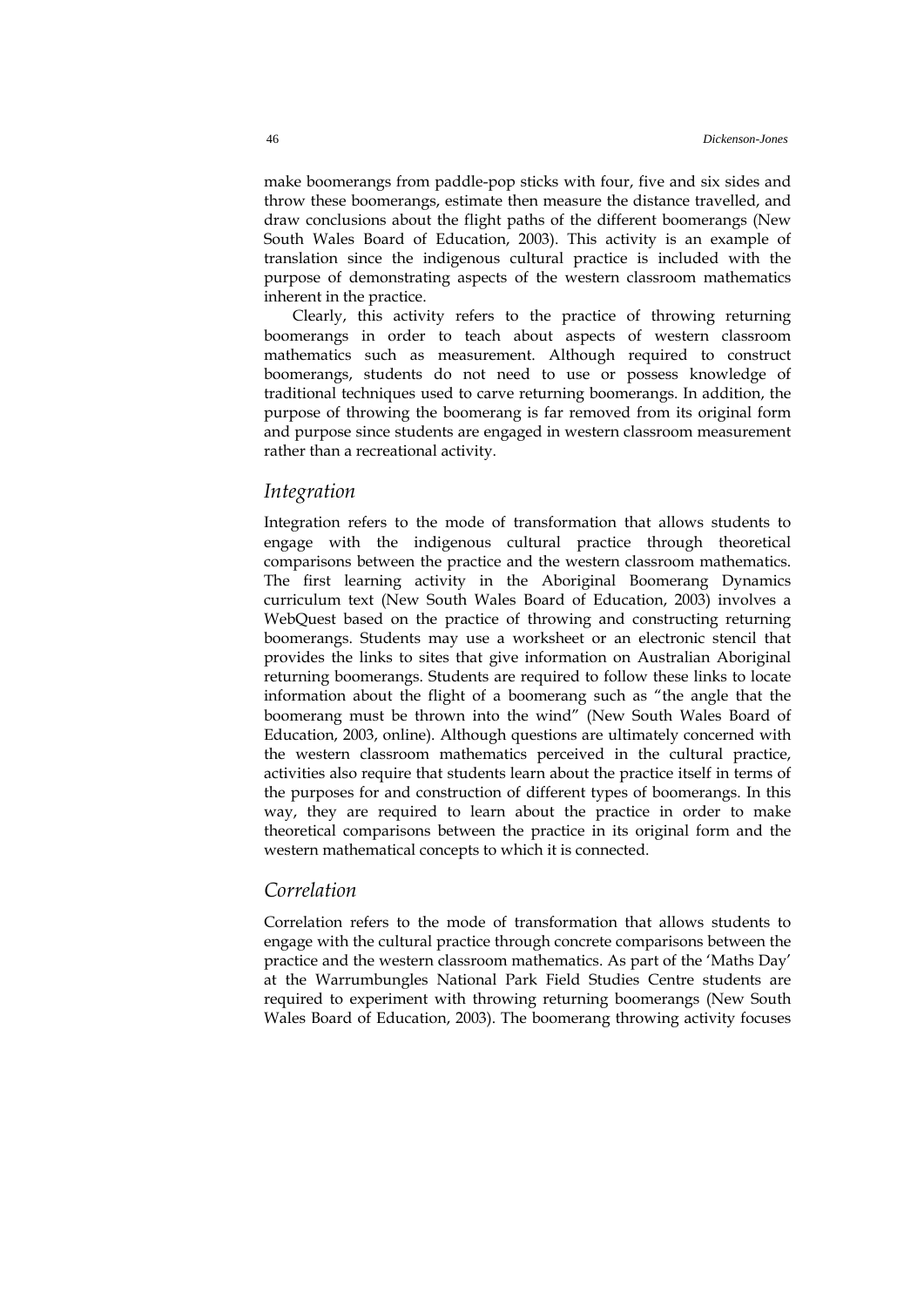make boomerangs from paddle-pop sticks with four, five and six sides and throw these boomerangs, estimate then measure the distance travelled, and draw conclusions about the flight paths of the different boomerangs (New South Wales Board of Education, 2003). This activity is an example of translation since the indigenous cultural practice is included with the purpose of demonstrating aspects of the western classroom mathematics inherent in the practice.

Clearly, this activity refers to the practice of throwing returning boomerangs in order to teach about aspects of western classroom mathematics such as measurement. Although required to construct boomerangs, students do not need to use or possess knowledge of traditional techniques used to carve returning boomerangs. In addition, the purpose of throwing the boomerang is far removed from its original form and purpose since students are engaged in western classroom measurement rather than a recreational activity.

## *Integration*

Integration refers to the mode of transformation that allows students to engage with the indigenous cultural practice through theoretical comparisons between the practice and the western classroom mathematics. The first learning activity in the Aboriginal Boomerang Dynamics curriculum text (New South Wales Board of Education, 2003) involves a WebQuest based on the practice of throwing and constructing returning boomerangs. Students may use a worksheet or an electronic stencil that provides the links to sites that give information on Australian Aboriginal returning boomerangs. Students are required to follow these links to locate information about the flight of a boomerang such as "the angle that the boomerang must be thrown into the wind" (New South Wales Board of Education, 2003, online). Although questions are ultimately concerned with the western classroom mathematics perceived in the cultural practice, activities also require that students learn about the practice itself in terms of the purposes for and construction of different types of boomerangs. In this way, they are required to learn about the practice in order to make theoretical comparisons between the practice in its original form and the western mathematical concepts to which it is connected.

## *Correlation*

Correlation refers to the mode of transformation that allows students to engage with the cultural practice through concrete comparisons between the practice and the western classroom mathematics. As part of the 'Maths Day' at the Warrumbungles National Park Field Studies Centre students are required to experiment with throwing returning boomerangs (New South Wales Board of Education, 2003). The boomerang throwing activity focuses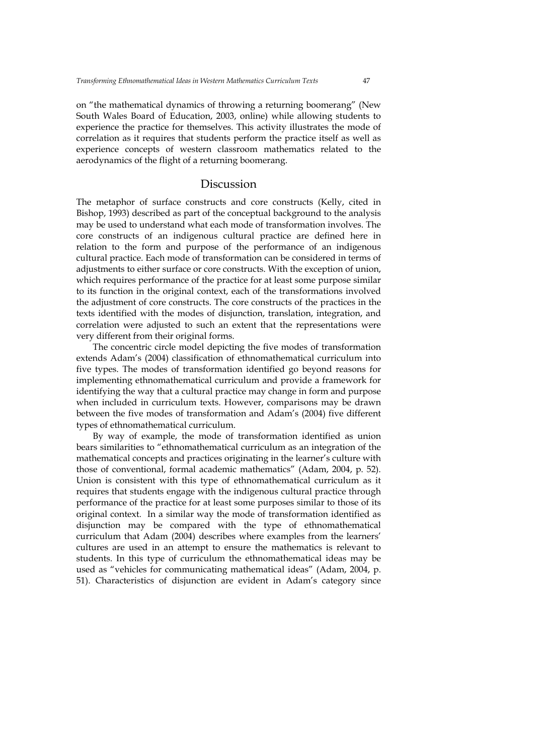on "the mathematical dynamics of throwing a returning boomerang" (New South Wales Board of Education, 2003, online) while allowing students to experience the practice for themselves. This activity illustrates the mode of correlation as it requires that students perform the practice itself as well as experience concepts of western classroom mathematics related to the aerodynamics of the flight of a returning boomerang.

## Discussion

The metaphor of surface constructs and core constructs (Kelly, cited in Bishop, 1993) described as part of the conceptual background to the analysis may be used to understand what each mode of transformation involves. The core constructs of an indigenous cultural practice are defined here in relation to the form and purpose of the performance of an indigenous cultural practice. Each mode of transformation can be considered in terms of adjustments to either surface or core constructs. With the exception of union, which requires performance of the practice for at least some purpose similar to its function in the original context, each of the transformations involved the adjustment of core constructs. The core constructs of the practices in the texts identified with the modes of disjunction, translation, integration, and correlation were adjusted to such an extent that the representations were very different from their original forms.

The concentric circle model depicting the five modes of transformation extends Adam's (2004) classification of ethnomathematical curriculum into five types. The modes of transformation identified go beyond reasons for implementing ethnomathematical curriculum and provide a framework for identifying the way that a cultural practice may change in form and purpose when included in curriculum texts. However, comparisons may be drawn between the five modes of transformation and Adam's (2004) five different types of ethnomathematical curriculum.

By way of example, the mode of transformation identified as union bears similarities to "ethnomathematical curriculum as an integration of the mathematical concepts and practices originating in the learner's culture with those of conventional, formal academic mathematics" (Adam, 2004, p. 52). Union is consistent with this type of ethnomathematical curriculum as it requires that students engage with the indigenous cultural practice through performance of the practice for at least some purposes similar to those of its original context. In a similar way the mode of transformation identified as disjunction may be compared with the type of ethnomathematical curriculum that Adam (2004) describes where examples from the learners' cultures are used in an attempt to ensure the mathematics is relevant to students. In this type of curriculum the ethnomathematical ideas may be used as "vehicles for communicating mathematical ideas" (Adam, 2004, p. 51). Characteristics of disjunction are evident in Adam's category since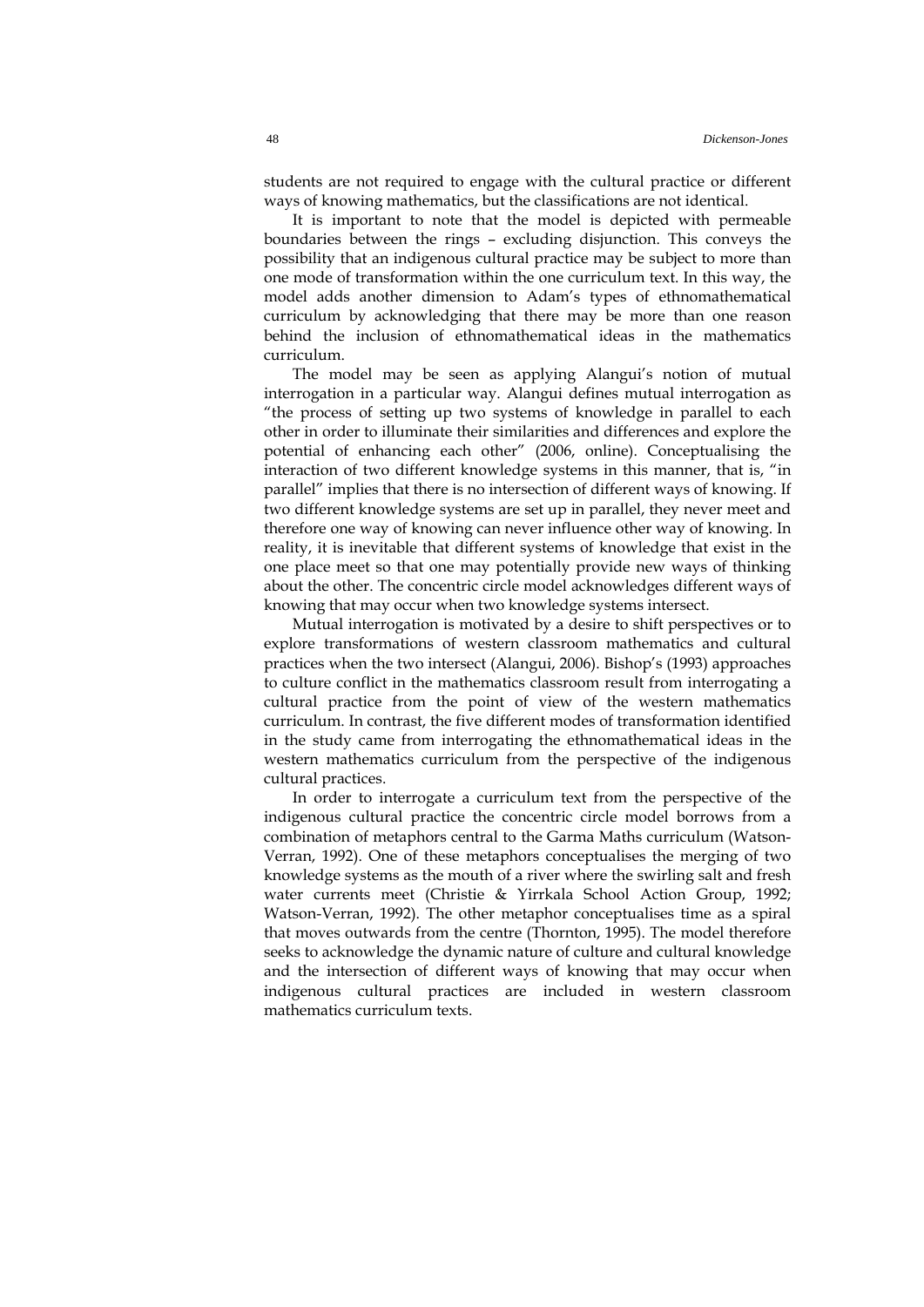students are not required to engage with the cultural practice or different ways of knowing mathematics, but the classifications are not identical.

It is important to note that the model is depicted with permeable boundaries between the rings – excluding disjunction. This conveys the possibility that an indigenous cultural practice may be subject to more than one mode of transformation within the one curriculum text. In this way, the model adds another dimension to Adam's types of ethnomathematical curriculum by acknowledging that there may be more than one reason behind the inclusion of ethnomathematical ideas in the mathematics curriculum.

The model may be seen as applying Alangui's notion of mutual interrogation in a particular way. Alangui defines mutual interrogation as "the process of setting up two systems of knowledge in parallel to each other in order to illuminate their similarities and differences and explore the potential of enhancing each other" (2006, online). Conceptualising the interaction of two different knowledge systems in this manner, that is, "in parallel" implies that there is no intersection of different ways of knowing. If two different knowledge systems are set up in parallel, they never meet and therefore one way of knowing can never influence other way of knowing. In reality, it is inevitable that different systems of knowledge that exist in the one place meet so that one may potentially provide new ways of thinking about the other. The concentric circle model acknowledges different ways of knowing that may occur when two knowledge systems intersect.

Mutual interrogation is motivated by a desire to shift perspectives or to explore transformations of western classroom mathematics and cultural practices when the two intersect (Alangui, 2006). Bishop's (1993) approaches to culture conflict in the mathematics classroom result from interrogating a cultural practice from the point of view of the western mathematics curriculum. In contrast, the five different modes of transformation identified in the study came from interrogating the ethnomathematical ideas in the western mathematics curriculum from the perspective of the indigenous cultural practices.

In order to interrogate a curriculum text from the perspective of the indigenous cultural practice the concentric circle model borrows from a combination of metaphors central to the Garma Maths curriculum (Watson-Verran, 1992). One of these metaphors conceptualises the merging of two knowledge systems as the mouth of a river where the swirling salt and fresh water currents meet (Christie & Yirrkala School Action Group, 1992; Watson-Verran, 1992). The other metaphor conceptualises time as a spiral that moves outwards from the centre (Thornton, 1995). The model therefore seeks to acknowledge the dynamic nature of culture and cultural knowledge and the intersection of different ways of knowing that may occur when indigenous cultural practices are included in western classroom mathematics curriculum texts.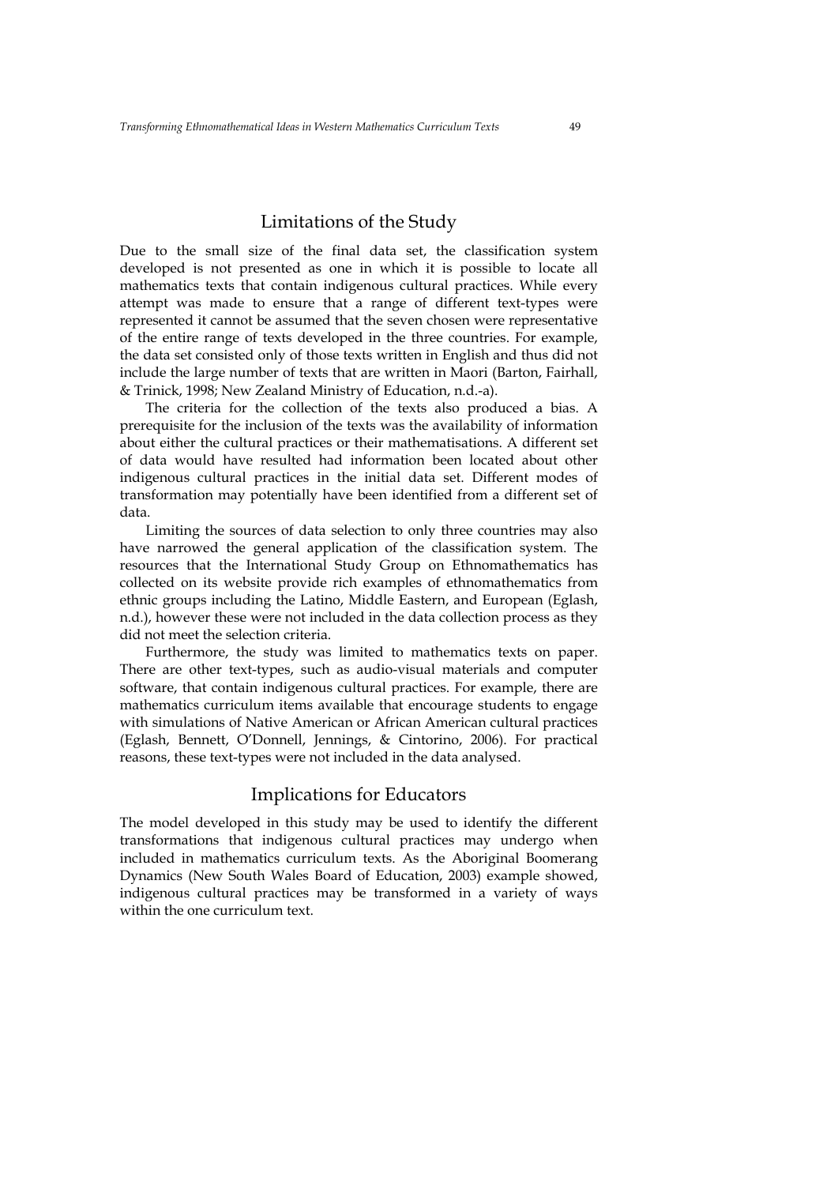## Limitations of the Study

Due to the small size of the final data set, the classification system developed is not presented as one in which it is possible to locate all mathematics texts that contain indigenous cultural practices. While every attempt was made to ensure that a range of different text-types were represented it cannot be assumed that the seven chosen were representative of the entire range of texts developed in the three countries. For example, the data set consisted only of those texts written in English and thus did not include the large number of texts that are written in Maori (Barton, Fairhall, & Trinick, 1998; New Zealand Ministry of Education, n.d.-a).

The criteria for the collection of the texts also produced a bias. A prerequisite for the inclusion of the texts was the availability of information about either the cultural practices or their mathematisations. A different set of data would have resulted had information been located about other indigenous cultural practices in the initial data set. Different modes of transformation may potentially have been identified from a different set of data.

Limiting the sources of data selection to only three countries may also have narrowed the general application of the classification system. The resources that the International Study Group on Ethnomathematics has collected on its website provide rich examples of ethnomathematics from ethnic groups including the Latino, Middle Eastern, and European (Eglash, n.d.), however these were not included in the data collection process as they did not meet the selection criteria.

Furthermore, the study was limited to mathematics texts on paper. There are other text-types, such as audio-visual materials and computer software, that contain indigenous cultural practices. For example, there are mathematics curriculum items available that encourage students to engage with simulations of Native American or African American cultural practices (Eglash, Bennett, O'Donnell, Jennings, & Cintorino, 2006). For practical reasons, these text-types were not included in the data analysed.

## Implications for Educators

The model developed in this study may be used to identify the different transformations that indigenous cultural practices may undergo when included in mathematics curriculum texts. As the Aboriginal Boomerang Dynamics (New South Wales Board of Education, 2003) example showed, indigenous cultural practices may be transformed in a variety of ways within the one curriculum text.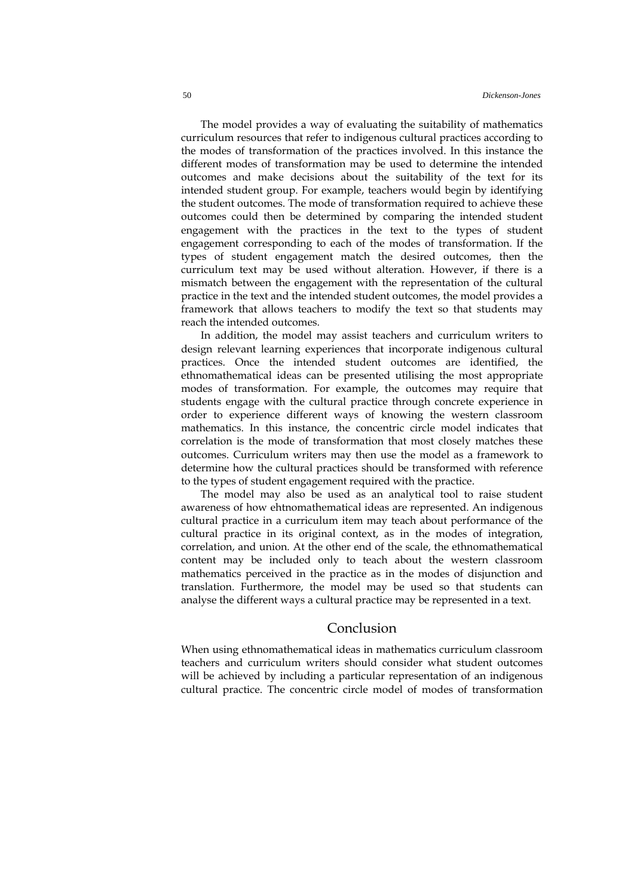The model provides a way of evaluating the suitability of mathematics curriculum resources that refer to indigenous cultural practices according to the modes of transformation of the practices involved. In this instance the different modes of transformation may be used to determine the intended outcomes and make decisions about the suitability of the text for its intended student group. For example, teachers would begin by identifying the student outcomes. The mode of transformation required to achieve these outcomes could then be determined by comparing the intended student engagement with the practices in the text to the types of student engagement corresponding to each of the modes of transformation. If the types of student engagement match the desired outcomes, then the curriculum text may be used without alteration. However, if there is a mismatch between the engagement with the representation of the cultural practice in the text and the intended student outcomes, the model provides a framework that allows teachers to modify the text so that students may reach the intended outcomes.

In addition, the model may assist teachers and curriculum writers to design relevant learning experiences that incorporate indigenous cultural practices. Once the intended student outcomes are identified, the ethnomathematical ideas can be presented utilising the most appropriate modes of transformation. For example, the outcomes may require that students engage with the cultural practice through concrete experience in order to experience different ways of knowing the western classroom mathematics. In this instance, the concentric circle model indicates that correlation is the mode of transformation that most closely matches these outcomes. Curriculum writers may then use the model as a framework to determine how the cultural practices should be transformed with reference to the types of student engagement required with the practice.

The model may also be used as an analytical tool to raise student awareness of how ehtnomathematical ideas are represented. An indigenous cultural practice in a curriculum item may teach about performance of the cultural practice in its original context, as in the modes of integration, correlation, and union. At the other end of the scale, the ethnomathematical content may be included only to teach about the western classroom mathematics perceived in the practice as in the modes of disjunction and translation. Furthermore, the model may be used so that students can analyse the different ways a cultural practice may be represented in a text.

## Conclusion

When using ethnomathematical ideas in mathematics curriculum classroom teachers and curriculum writers should consider what student outcomes will be achieved by including a particular representation of an indigenous cultural practice. The concentric circle model of modes of transformation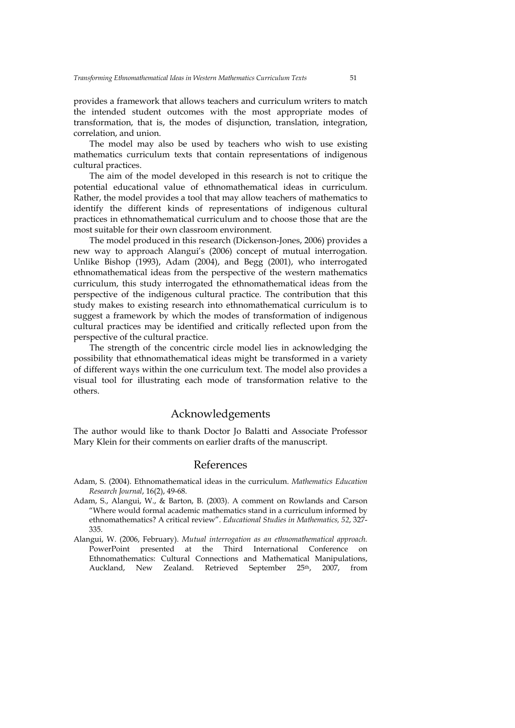provides a framework that allows teachers and curriculum writers to match the intended student outcomes with the most appropriate modes of transformation, that is, the modes of disjunction, translation, integration, correlation, and union.

The model may also be used by teachers who wish to use existing mathematics curriculum texts that contain representations of indigenous cultural practices.

The aim of the model developed in this research is not to critique the potential educational value of ethnomathematical ideas in curriculum. Rather, the model provides a tool that may allow teachers of mathematics to identify the different kinds of representations of indigenous cultural practices in ethnomathematical curriculum and to choose those that are the most suitable for their own classroom environment.

The model produced in this research (Dickenson-Jones, 2006) provides a new way to approach Alangui's (2006) concept of mutual interrogation. Unlike Bishop (1993), Adam (2004), and Begg (2001), who interrogated ethnomathematical ideas from the perspective of the western mathematics curriculum, this study interrogated the ethnomathematical ideas from the perspective of the indigenous cultural practice. The contribution that this study makes to existing research into ethnomathematical curriculum is to suggest a framework by which the modes of transformation of indigenous cultural practices may be identified and critically reflected upon from the perspective of the cultural practice.

The strength of the concentric circle model lies in acknowledging the possibility that ethnomathematical ideas might be transformed in a variety of different ways within the one curriculum text. The model also provides a visual tool for illustrating each mode of transformation relative to the others.

## Acknowledgements

The author would like to thank Doctor Jo Balatti and Associate Professor Mary Klein for their comments on earlier drafts of the manuscript.

## References

Adam, S. (2004). Ethnomathematical ideas in the curriculum. *Mathematics Education Research Journal*, 16(2), 49-68.

Adam, S., Alangui, W., & Barton, B. (2003). A comment on Rowlands and Carson "Where would formal academic mathematics stand in a curriculum informed by ethnomathematics? A critical review". *Educational Studies in Mathematics, 52*, 327-335.

Alangui, W. (2006, February). *Mutual interrogation as an ethnomathematical approach.* PowerPoint presented at the Third International Conference on Ethnomathematics: Cultural Connections and Mathematical Manipulations, Auckland, New Zealand. Retrieved September 25th, 2007, from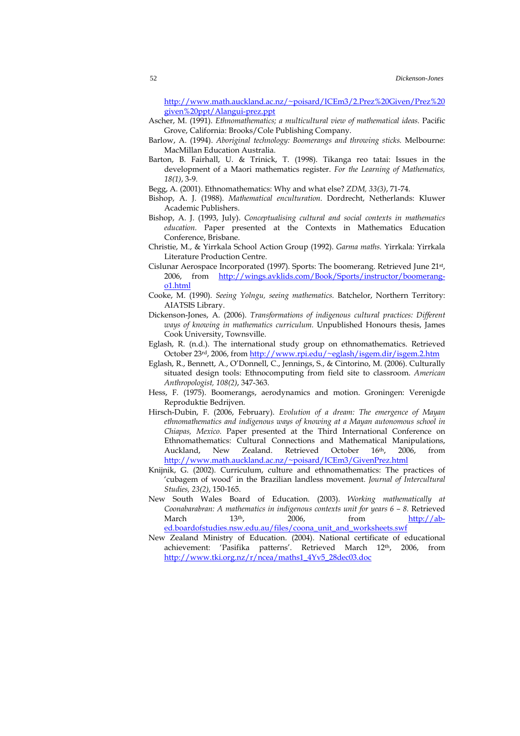http://www.math.auckland.ac.nz/~poisard/ICEm3/2.Prez%20Given/Prez%20given%20ppt/Alangui-prez.ppt

Ascher, M. (1991). *Ethnomathematics; a multicultural view of mathematical ideas.* Pacific Grove, California: Brooks/Cole Publishing Company.

Barlow, A. (1994). *Aboriginal technology: Boomerangs and throwing sticks.* Melbourne: MacMillan Education Australia.

Barton, B. Fairhall, U. & Trinick, T. (1998). Tikanga reo tatai: Issues in the development of a Maori mathematics register. *For the Learning of Mathematics, 18(1)*, 3-9.

Begg, A. (2001). Ethnomathematics: Why and what else? *ZDM, 33(3)*, 71-74.

Bishop, A. J. (1988). *Mathematical enculturation.* Dordrecht, Netherlands: Kluwer Academic Publishers.

Bishop, A. J. (1993, July). *Conceptualising cultural and social contexts in mathematics education.* Paper presented at the Contexts in Mathematics Education Conference, Brisbane.

Christie, M., & Yirrkala School Action Group (1992). *Garma maths.* Yirrkala: Yirrkala Literature Production Centre.

Cislunar Aerospace Incorporated (1997). Sports: The boomerang. Retrieved June 21st, 2006, from http://wings.avklids.com/Book/Sports/instructor/boomerang-o1.html

Cooke, M. (1990). *Seeing Yolngu, seeing mathematics.* Batchelor, Northern Territory: AIATSIS Library.

Dickenson-Jones, A. (2006). *Transformations of indigenous cultural practices: Different ways of knowing in mathematics curriculum.* Unpublished Honours thesis, James Cook University, Townsville.

Eglash, R. (n.d.). The international study group on ethnomathematics. Retrieved October 23rd, 2006, from http://www.rpi.edu/~eglash/isgem.dir/isgem.2.htm

Eglash, R., Bennett, A., O'Donnell, C., Jennings, S., & Cintorino, M. (2006). Culturally situated design tools: Ethnocomputing from field site to classroom. *American Anthropologist, 108(2)*, 347-363.

Hess, F. (1975). Boomerangs, aerodynamics and motion. Groningen: Verenigde Reproduktie Bedrijven.

Hirsch-Dubin, F. (2006, February). *Evolution of a dream: The emergence of Mayan ethnomathematics and indigenous ways of knowing at a Mayan autonomous school in Chiapas, Mexico.* Paper presented at the Third International Conference on Ethnomathematics: Cultural Connections and Mathematical Manipulations, Auckland, New Zealand. Retrieved October 16th, 2006, from http://www.math.auckland.ac.nz/~poisard/ICEm3/GivenPrez.html

Knijnik, G. (2002). Curriculum, culture and ethnomathematics: The practices of 'cubagem of wood' in the Brazilian landless movement. *Journal of Intercultural Studies, 23(2)*, 150-165.

New South Wales Board of Education. (2003). *Working mathematically at Coonabarabran: A mathematics in indigenous contexts unit for years 6 – 8.* Retrieved March 13th, 2006, from http://ab-ed.boardofstudies.nsw.edu.au/files/coona_unit_and_worksheets.swf

New Zealand Ministry of Education. (2004). National certificate of educational achievement: 'Pasifika patterns'. Retrieved March 12th, 2006, from http://www.tki.org.nz/r/ncea/maths1_4Yv5_28dec03.doc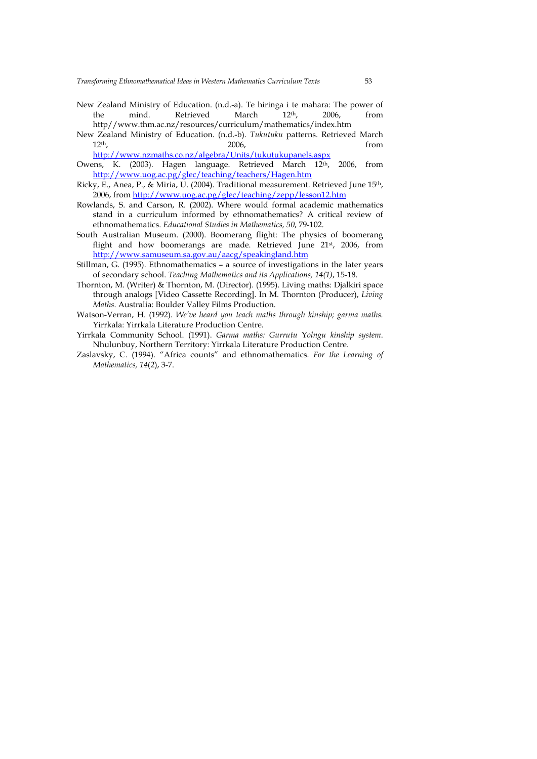New Zealand Ministry of Education. (n.d.-a). Te hiringa i te mahara: The power of the mind. Retrieved March 12th, 2006, from http//www.thm.ac.nz/resources/curriculum/mathematics/index.htm

New Zealand Ministry of Education. (n.d.-b). *Tukutuku* patterns. Retrieved March 12th, 2006, from http://www.nzmaths.co.nz/algebra/Units/tukutukupanels.aspx

Owens, K. (2003). Hagen language. Retrieved March 12th, 2006, from http://www.uog.ac.pg/glec/teaching/teachers/Hagen.htm

Ricky, E., Anea, P., & Miria, U. (2004). Traditional measurement. Retrieved June 15th, 2006, from http://www.uog.ac.pg/glec/teaching/zepp/lesson12.htm

Rowlands, S. and Carson, R. (2002). Where would formal academic mathematics stand in a curriculum informed by ethnomathematics? A critical review of ethnomathematics. *Educational Studies in Mathematics, 50*, 79-102.

South Australian Museum. (2000). Boomerang flight: The physics of boomerang flight and how boomerangs are made. Retrieved June 21st, 2006, from http://www.samuseum.sa.gov.au/aacg/speakingland.htm

Stillman, G. (1995). Ethnomathematics – a source of investigations in the later years of secondary school. *Teaching Mathematics and its Applications, 14(1)*, 15-18.

Thornton, M. (Writer) & Thornton, M. (Director). (1995). Living maths: Djalkiri space through analogs [Video Cassette Recording]. In M. Thornton (Producer), *Living Maths*. Australia: Boulder Valley Films Production.

Watson-Verran, H. (1992). *We've heard you teach maths through kinship; garma maths.* Yirrkala: Yirrkala Literature Production Centre.

Yirrkala Community School. (1991). *Garma maths: Gurrutu Yolngu kinship system*. Nhulunbuy, Northern Territory: Yirrkala Literature Production Centre.

Zaslavsky, C. (1994). "Africa counts" and ethnomathematics. *For the Learning of Mathematics, 14*(2), 3-7.